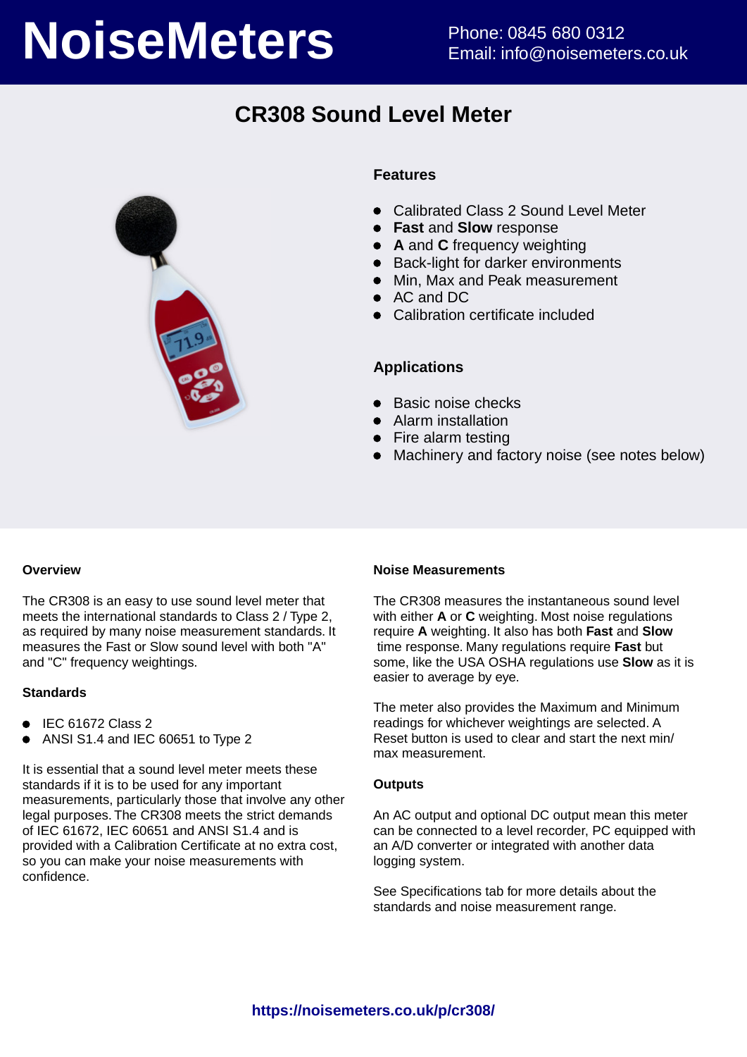# NoiseMeters

Phone: 0845 680 0312
Email: info@noisemeters.co.uk

## CR308 Sound Level Meter

### Features

- Calibrated Class 2 Sound Level Meter
- **Fast** and **Slow** response
- **A** and **C** frequency weighting
- Back-light for darker environments
- Min, Max and Peak measurement
- AC and DC
- Calibration certificate included

### Applications

- Basic noise checks
- Alarm installation
- Fire alarm testing
- Machinery and factory noise (see notes below)

### Overview

The CR308 is an easy to use sound level meter that meets the international standards to Class 2 / Type 2, as required by many noise measurement standards. It measures the Fast or Slow sound level with both "A" and "C" frequency weightings.

### Standards

- IEC 61672 Class 2
- ANSI S1.4 and IEC 60651 to Type 2

It is essential that a sound level meter meets these standards if it is to be used for any important measurements, particularly those that involve any other legal purposes. The CR308 meets the strict demands of IEC 61672, IEC 60651 and ANSI S1.4 and is provided with a Calibration Certificate at no extra cost, so you can make your noise measurements with confidence.

### Noise Measurements

The CR308 measures the instantaneous sound level with either **A** or **C** weighting. Most noise regulations require **A** weighting. It also has both **Fast** and **Slow** time response. Many regulations require **Fast** but some, like the USA OSHA regulations use **Slow** as it is easier to average by eye.

The meter also provides the Maximum and Minimum readings for whichever weightings are selected. A Reset button is used to clear and start the next min/max measurement.

### Outputs

An AC output and optional DC output mean this meter can be connected to a level recorder, PC equipped with an A/D converter or integrated with another data logging system.

See Specifications tab for more details about the standards and noise measurement range.

**https://noisemeters.co.uk/p/cr308/**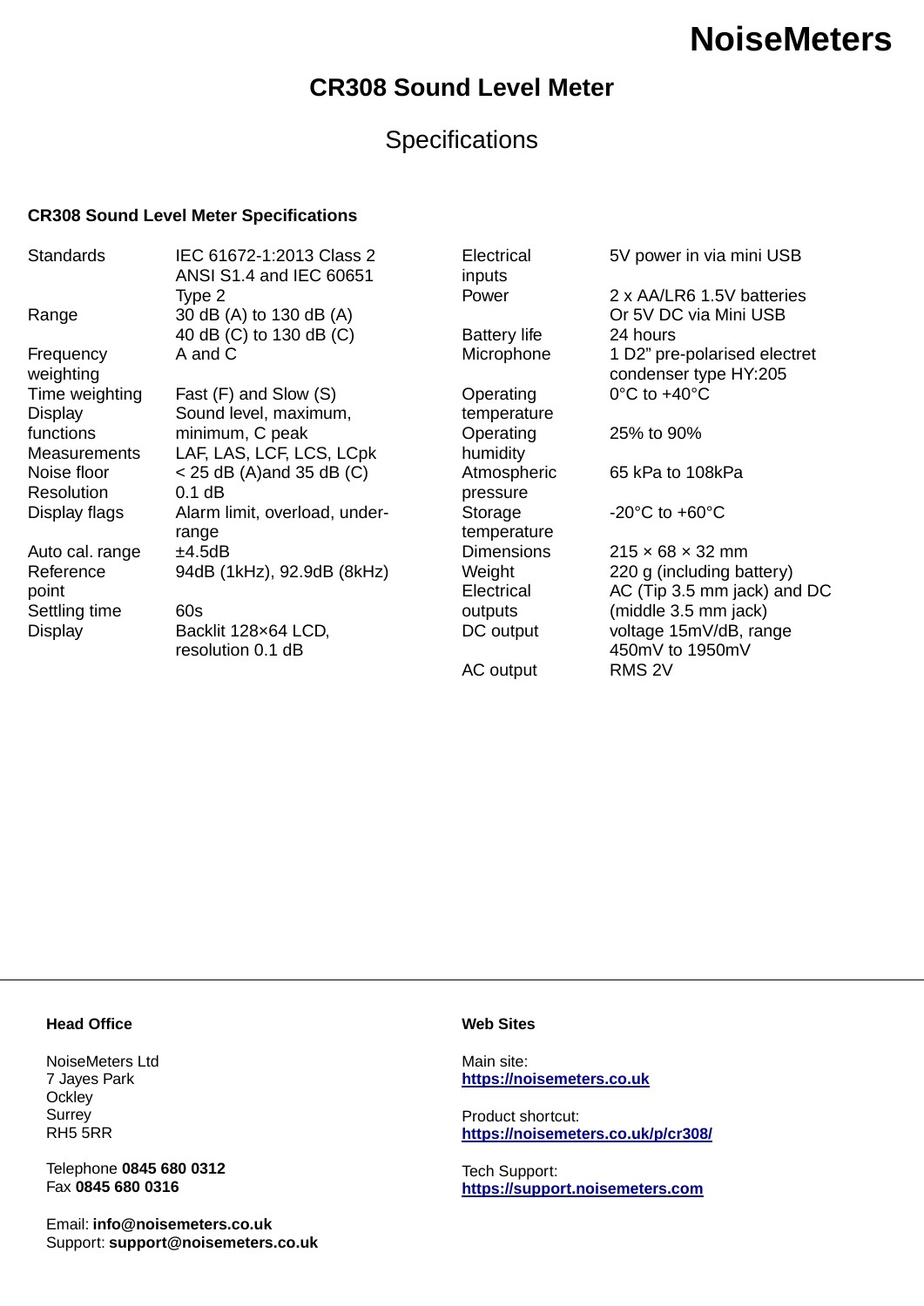# NoiseMeters

## CR308 Sound Level Meter

Specifications

### CR308 Sound Level Meter Specifications

| | |
|---|---|
| Standards | IEC 61672-1:2013 Class 2<br>ANSI S1.4 and IEC 60651 Type 2 |
| Range | 30 dB (A) to 130 dB (A)<br>40 dB (C) to 130 dB (C) |
| Frequency weighting | A and C |
| Time weighting | Fast (F) and Slow (S) |
| Display functions | Sound level, maximum, minimum, C peak |
| Measurements | LAF, LAS, LCF, LCS, LCpk |
| Noise floor | < 25 dB (A)and 35 dB (C) |
| Resolution | 0.1 dB |
| Display flags | Alarm limit, overload, under-range |
| Auto cal. range | ±4.5dB |
| Reference point | 94dB (1kHz), 92.9dB (8kHz) |
| Settling time | 60s |
| Display | Backlit 128×64 LCD, resolution 0.1 dB |
| Electrical inputs | 5V power in via mini USB |
| Power | 2 x AA/LR6 1.5V batteries<br>Or 5V DC via Mini USB |
| Battery life | 24 hours |
| Microphone | 1 D2" pre-polarised electret condenser type HY:205 |
| Operating temperature | 0°C to +40°C |
| Operating humidity | 25% to 90% |
| Atmospheric pressure | 65 kPa to 108kPa |
| Storage temperature | -20°C to +60°C |
| Dimensions | 215 × 68 × 32 mm |
| Weight | 220 g (including battery) |
| Electrical outputs | AC (Tip 3.5 mm jack) and DC (middle 3.5 mm jack) |
| DC output | voltage 15mV/dB, range 450mV to 1950mV |
| AC output | RMS 2V |

**Head Office**

NoiseMeters Ltd
7 Jayes Park
Ockley
Surrey
RH5 5RR

Telephone **0845 680 0312**
Fax **0845 680 0316**

Email: **info@noisemeters.co.uk**
Support: **support@noisemeters.co.uk**

**Web Sites**

Main site:
**https://noisemeters.co.uk**

Product shortcut:
**https://noisemeters.co.uk/p/cr308/**

Tech Support:
**https://support.noisemeters.com**